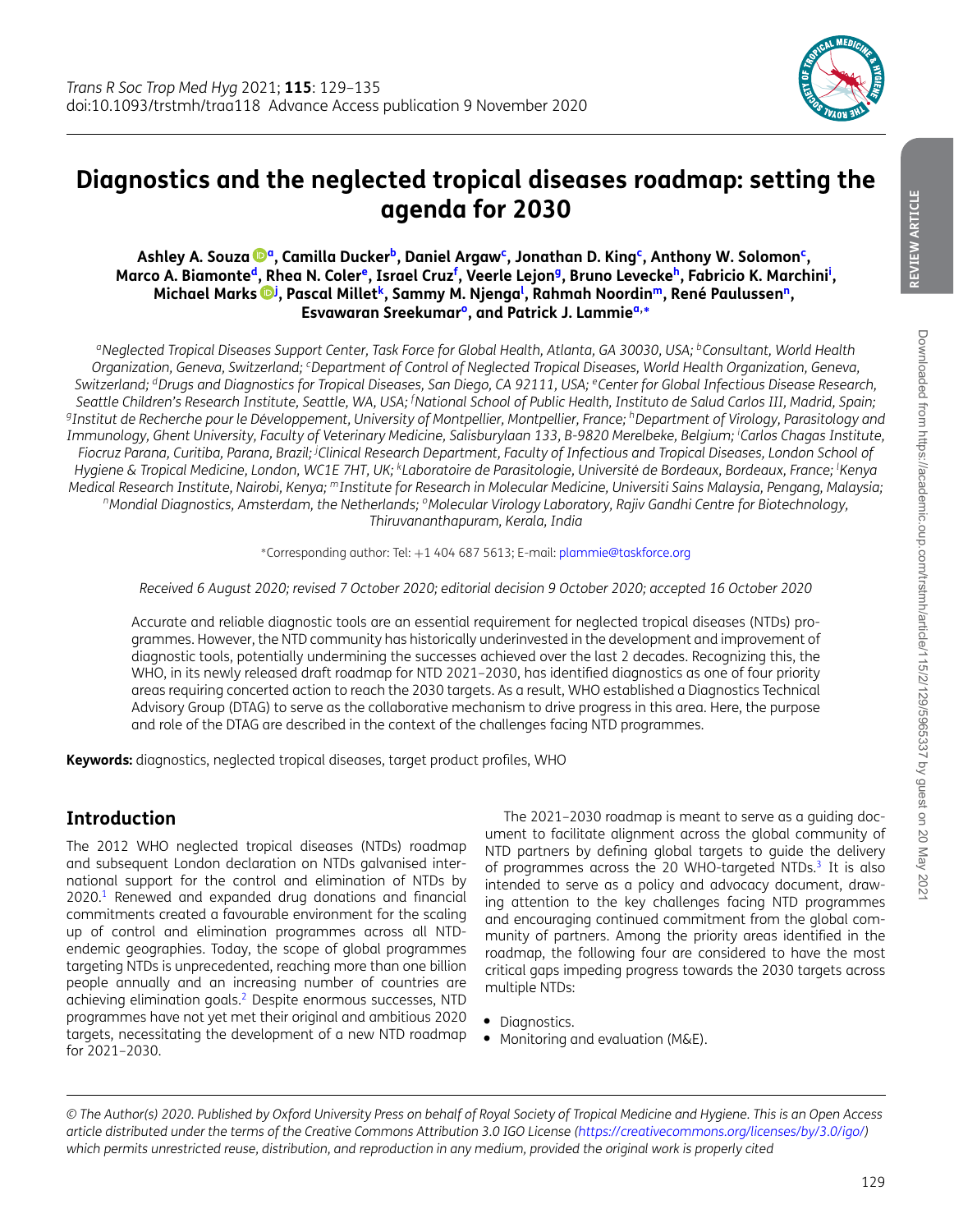# Diagnostics and the neglected tropical diseases roadmap: setting the agenda for 2030

**Ashley A. Souza[a], Camilla Ducker[b], Daniel Argaw[c], Jonathan D. King[c], Anthony W. Solomon[c], Marco A. Biamonte[d], Rhea N. Coler[e], Israel Cruz[f], Veerle Lejon[g], Bruno Levecke[h], Fabricio K. Marchini[i], Michael Marks[j], Pascal Millet[k], Sammy M. Njenga[l], Rahmah Noordin[m], René Paulussen[n], Esvawaran Sreekumar[o], and Patrick J. Lammie[a,*]**

*[a]Neglected Tropical Diseases Support Center, Task Force for Global Health, Atlanta, GA 30030, USA; [b]Consultant, World Health Organization, Geneva, Switzerland; [c]Department of Control of Neglected Tropical Diseases, World Health Organization, Geneva, Switzerland; [d]Drugs and Diagnostics for Tropical Diseases, San Diego, CA 92111, USA; [e]Center for Global Infectious Disease Research, Seattle Children's Research Institute, Seattle, WA, USA; [f]National School of Public Health, Instituto de Salud Carlos III, Madrid, Spain; [g]Institut de Recherche pour le Développement, University of Montpellier, Montpellier, France; [h]Department of Virology, Parasitology and Immunology, Ghent University, Faculty of Veterinary Medicine, Salisburylaan 133, B-9820 Merelbeke, Belgium; [i]Carlos Chagas Institute, Fiocruz Parana, Curitiba, Parana, Brazil; [j]Clinical Research Department, Faculty of Infectious and Tropical Diseases, London School of Hygiene & Tropical Medicine, London, WC1E 7HT, UK; [k]Laboratoire de Parasitologie, Université de Bordeaux, Bordeaux, France; [l]Kenya Medical Research Institute, Nairobi, Kenya; [m]Institute for Research in Molecular Medicine, Universiti Sains Malaysia, Pengang, Malaysia; [n]Mondial Diagnostics, Amsterdam, the Netherlands; [o]Molecular Virology Laboratory, Rajiv Gandhi Centre for Biotechnology, Thiruvananthapuram, Kerala, India*

*Corresponding author: Tel: +1 404 687 5613; E-mail: plammie@taskforce.org

*Received 6 August 2020; revised 7 October 2020; editorial decision 9 October 2020; accepted 16 October 2020*

Accurate and reliable diagnostic tools are an essential requirement for neglected tropical diseases (NTDs) programmes. However, the NTD community has historically underinvested in the development and improvement of diagnostic tools, potentially undermining the successes achieved over the last 2 decades. Recognizing this, the WHO, in its newly released draft roadmap for NTD 2021–2030, has identified diagnostics as one of four priority areas requiring concerted action to reach the 2030 targets. As a result, WHO established a Diagnostics Technical Advisory Group (DTAG) to serve as the collaborative mechanism to drive progress in this area. Here, the purpose and role of the DTAG are described in the context of the challenges facing NTD programmes.

**Keywords:** diagnostics, neglected tropical diseases, target product profiles, WHO

## Introduction

The 2012 WHO neglected tropical diseases (NTDs) roadmap and subsequent London declaration on NTDs galvanised international support for the control and elimination of NTDs by 2020.[1] Renewed and expanded drug donations and financial commitments created a favourable environment for the scaling up of control and elimination programmes across all NTD-endemic geographies. Today, the scope of global programmes targeting NTDs is unprecedented, reaching more than one billion people annually and an increasing number of countries are achieving elimination goals.[2] Despite enormous successes, NTD programmes have not yet met their original and ambitious 2020 targets, necessitating the development of a new NTD roadmap for 2021–2030.

The 2021–2030 roadmap is meant to serve as a guiding document to facilitate alignment across the global community of NTD partners by defining global targets to guide the delivery of programmes across the 20 WHO-targeted NTDs.[3] It is also intended to serve as a policy and advocacy document, drawing attention to the key challenges facing NTD programmes and encouraging continued commitment from the global community of partners. Among the priority areas identified in the roadmap, the following four are considered to have the most critical gaps impeding progress towards the 2030 targets across multiple NTDs:

- Diagnostics.
- Monitoring and evaluation (M&E).

© The Author(s) 2020. Published by Oxford University Press on behalf of Royal Society of Tropical Medicine and Hygiene. This is an Open Access article distributed under the terms of the Creative Commons Attribution 3.0 IGO License (https://creativecommons.org/licenses/by/3.0/igo/) which permits unrestricted reuse, distribution, and reproduction in any medium, provided the original work is properly cited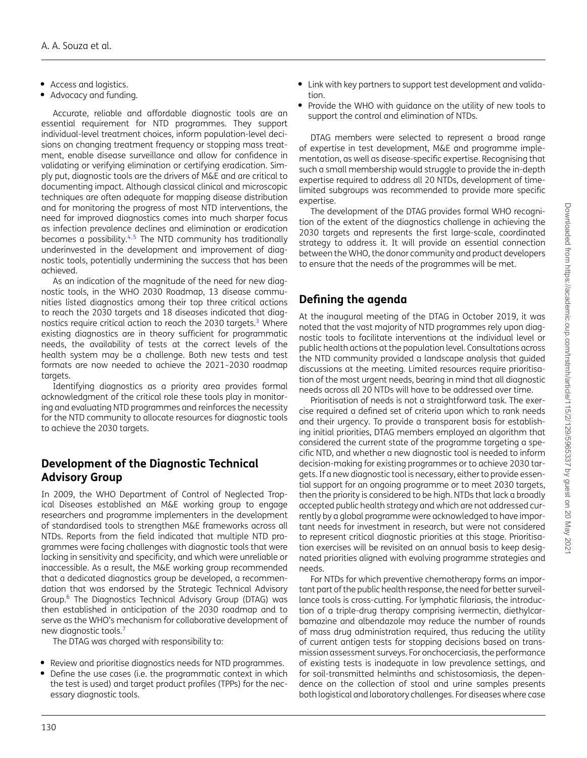- Access and logistics.
- Advocacy and funding.

Accurate, reliable and affordable diagnostic tools are an essential requirement for NTD programmes. They support individual-level treatment choices, inform population-level decisions on changing treatment frequency or stopping mass treatment, enable disease surveillance and allow for confidence in validating or verifying elimination or certifying eradication. Simply put, diagnostic tools are the drivers of M&E and are critical to documenting impact. Although classical clinical and microscopic techniques are often adequate for mapping disease distribution and for monitoring the progress of most NTD interventions, the need for improved diagnostics comes into much sharper focus as infection prevalence declines and elimination or eradication becomes a possibility.[4,5] The NTD community has traditionally underinvested in the development and improvement of diagnostic tools, potentially undermining the success that has been achieved.

As an indication of the magnitude of the need for new diagnostic tools, in the WHO 2030 Roadmap, 13 disease communities listed diagnostics among their top three critical actions to reach the 2030 targets and 18 diseases indicated that diagnostics require critical action to reach the 2030 targets.[3] Where existing diagnostics are in theory sufficient for programmatic needs, the availability of tests at the correct levels of the health system may be a challenge. Both new tests and test formats are now needed to achieve the 2021–2030 roadmap targets.

Identifying diagnostics as a priority area provides formal acknowledgment of the critical role these tools play in monitoring and evaluating NTD programmes and reinforces the necessity for the NTD community to allocate resources for diagnostic tools to achieve the 2030 targets.

## Development of the Diagnostic Technical Advisory Group

In 2009, the WHO Department of Control of Neglected Tropical Diseases established an M&E working group to engage researchers and programme implementers in the development of standardised tools to strengthen M&E frameworks across all NTDs. Reports from the field indicated that multiple NTD programmes were facing challenges with diagnostic tools that were lacking in sensitivity and specificity, and which were unreliable or inaccessible. As a result, the M&E working group recommended that a dedicated diagnostics group be developed, a recommendation that was endorsed by the Strategic Technical Advisory Group.[6] The Diagnostics Technical Advisory Group (DTAG) was then established in anticipation of the 2030 roadmap and to serve as the WHO's mechanism for collaborative development of new diagnostic tools.[7]

The DTAG was charged with responsibility to:

- Review and prioritise diagnostics needs for NTD programmes.
- Define the use cases (i.e. the programmatic context in which the test is used) and target product profiles (TPPs) for the necessary diagnostic tools.
- Link with key partners to support test development and validation.
- Provide the WHO with guidance on the utility of new tools to support the control and elimination of NTDs.

DTAG members were selected to represent a broad range of expertise in test development, M&E and programme implementation, as well as disease-specific expertise. Recognising that such a small membership would struggle to provide the in-depth expertise required to address all 20 NTDs, development of time-limited subgroups was recommended to provide more specific expertise.

The development of the DTAG provides formal WHO recognition of the extent of the diagnostics challenge in achieving the 2030 targets and represents the first large-scale, coordinated strategy to address it. It will provide an essential connection between the WHO, the donor community and product developers to ensure that the needs of the programmes will be met.

## Defining the agenda

At the inaugural meeting of the DTAG in October 2019, it was noted that the vast majority of NTD programmes rely upon diagnostic tools to facilitate interventions at the individual level or public health actions at the population level. Consultations across the NTD community provided a landscape analysis that guided discussions at the meeting. Limited resources require prioritisation of the most urgent needs, bearing in mind that all diagnostic needs across all 20 NTDs will have to be addressed over time.

Prioritisation of needs is not a straightforward task. The exercise required a defined set of criteria upon which to rank needs and their urgency. To provide a transparent basis for establishing initial priorities, DTAG members employed an algorithm that considered the current state of the programme targeting a specific NTD, and whether a new diagnostic tool is needed to inform decision-making for existing programmes or to achieve 2030 targets. If a new diagnostic tool is necessary, either to provide essential support for an ongoing programme or to meet 2030 targets, then the priority is considered to be high. NTDs that lack a broadly accepted public health strategy and which are not addressed currently by a global programme were acknowledged to have important needs for investment in research, but were not considered to represent critical diagnostic priorities at this stage. Prioritisation exercises will be revisited on an annual basis to keep designated priorities aligned with evolving programme strategies and needs.

For NTDs for which preventive chemotherapy forms an important part of the public health response, the need for better surveillance tools is cross-cutting. For lymphatic filariasis, the introduction of a triple-drug therapy comprising ivermectin, diethylcarbamazine and albendazole may reduce the number of rounds of mass drug administration required, thus reducing the utility of current antigen tests for stopping decisions based on transmission assessment surveys. For onchocerciasis, the performance of existing tests is inadequate in low prevalence settings, and for soil-transmitted helminths and schistosomiasis, the dependence on the collection of stool and urine samples presents both logistical and laboratory challenges. For diseases where case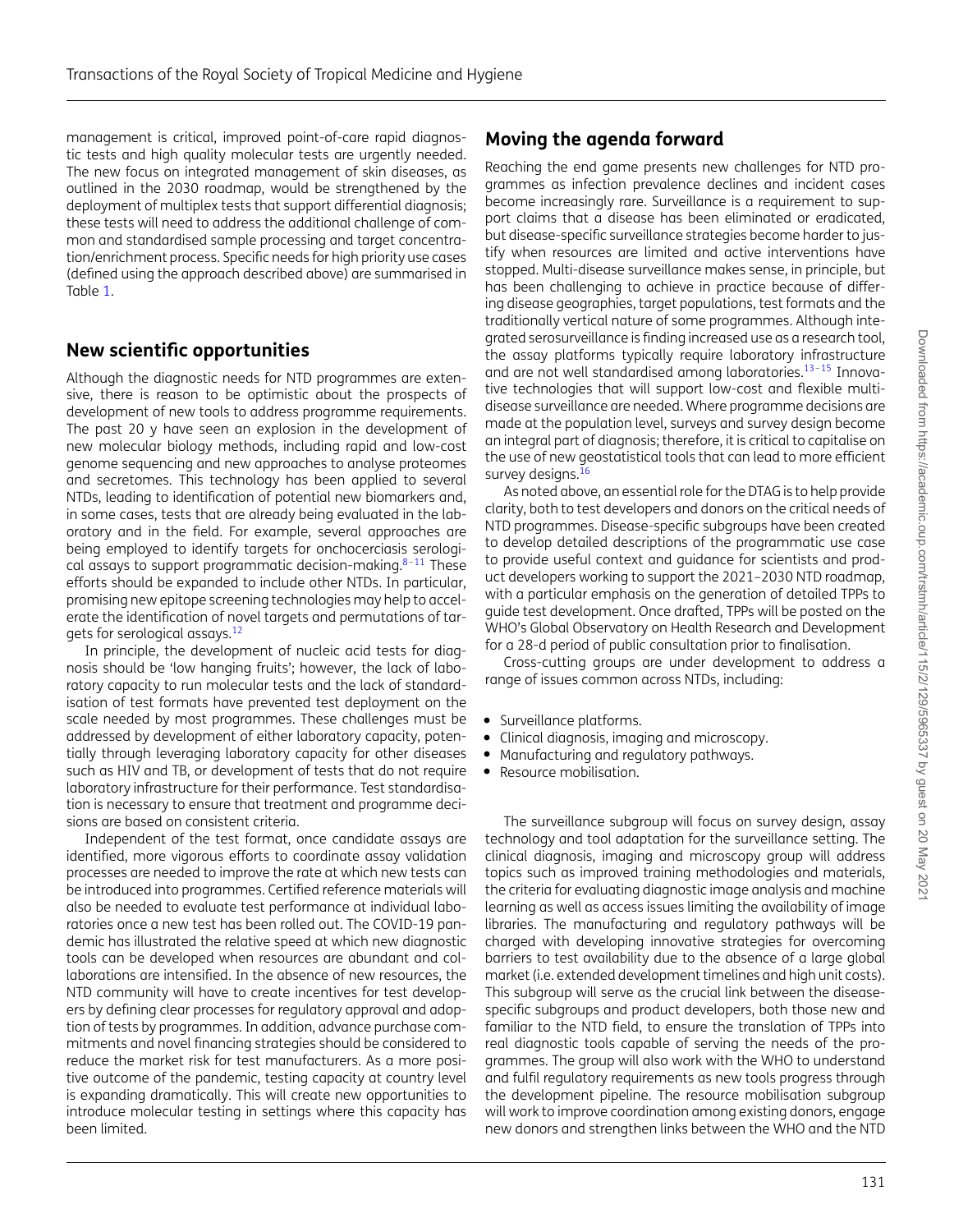management is critical, improved point-of-care rapid diagnostic tests and high quality molecular tests are urgently needed. The new focus on integrated management of skin diseases, as outlined in the 2030 roadmap, would be strengthened by the deployment of multiplex tests that support differential diagnosis; these tests will need to address the additional challenge of common and standardised sample processing and target concentration/enrichment process. Specific needs for high priority use cases (defined using the approach described above) are summarised in Table 1.

## New scientific opportunities

Although the diagnostic needs for NTD programmes are extensive, there is reason to be optimistic about the prospects of development of new tools to address programme requirements. The past 20 y have seen an explosion in the development of new molecular biology methods, including rapid and low-cost genome sequencing and new approaches to analyse proteomes and secretomes. This technology has been applied to several NTDs, leading to identification of potential new biomarkers and, in some cases, tests that are already being evaluated in the laboratory and in the field. For example, several approaches are being employed to identify targets for onchocerciasis serological assays to support programmatic decision-making.[8–11] These efforts should be expanded to include other NTDs. In particular, promising new epitope screening technologies may help to accelerate the identification of novel targets and permutations of targets for serological assays.[12]

In principle, the development of nucleic acid tests for diagnosis should be 'low hanging fruits'; however, the lack of laboratory capacity to run molecular tests and the lack of standardisation of test formats have prevented test deployment on the scale needed by most programmes. These challenges must be addressed by development of either laboratory capacity, potentially through leveraging laboratory capacity for other diseases such as HIV and TB, or development of tests that do not require laboratory infrastructure for their performance. Test standardisation is necessary to ensure that treatment and programme decisions are based on consistent criteria.

Independent of the test format, once candidate assays are identified, more vigorous efforts to coordinate assay validation processes are needed to improve the rate at which new tests can be introduced into programmes. Certified reference materials will also be needed to evaluate test performance at individual laboratories once a new test has been rolled out. The COVID-19 pandemic has illustrated the relative speed at which new diagnostic tools can be developed when resources are abundant and collaborations are intensified. In the absence of new resources, the NTD community will have to create incentives for test developers by defining clear processes for regulatory approval and adoption of tests by programmes. In addition, advance purchase commitments and novel financing strategies should be considered to reduce the market risk for test manufacturers. As a more positive outcome of the pandemic, testing capacity at country level is expanding dramatically. This will create new opportunities to introduce molecular testing in settings where this capacity has been limited.

## Moving the agenda forward

Reaching the end game presents new challenges for NTD programmes as infection prevalence declines and incident cases become increasingly rare. Surveillance is a requirement to support claims that a disease has been eliminated or eradicated, but disease-specific surveillance strategies become harder to justify when resources are limited and active interventions have stopped. Multi-disease surveillance makes sense, in principle, but has been challenging to achieve in practice because of differing disease geographies, target populations, test formats and the traditionally vertical nature of some programmes. Although integrated serosurveillance is finding increased use as a research tool, the assay platforms typically require laboratory infrastructure and are not well standardised among laboratories.[13–15] Innovative technologies that will support low-cost and flexible multi-disease surveillance are needed. Where programme decisions are made at the population level, surveys and survey design become an integral part of diagnosis; therefore, it is critical to capitalise on the use of new geostatistical tools that can lead to more efficient survey designs.[16]

As noted above, an essential role for the DTAG is to help provide clarity, both to test developers and donors on the critical needs of NTD programmes. Disease-specific subgroups have been created to develop detailed descriptions of the programmatic use case to provide useful context and guidance for scientists and product developers working to support the 2021–2030 NTD roadmap, with a particular emphasis on the generation of detailed TPPs to guide test development. Once drafted, TPPs will be posted on the WHO's Global Observatory on Health Research and Development for a 28-d period of public consultation prior to finalisation.

Cross-cutting groups are under development to address a range of issues common across NTDs, including:

- Surveillance platforms.
- Clinical diagnosis, imaging and microscopy.
- Manufacturing and regulatory pathways.
- Resource mobilisation.

The surveillance subgroup will focus on survey design, assay technology and tool adaptation for the surveillance setting. The clinical diagnosis, imaging and microscopy group will address topics such as improved training methodologies and materials, the criteria for evaluating diagnostic image analysis and machine learning as well as access issues limiting the availability of image libraries. The manufacturing and regulatory pathways will be charged with developing innovative strategies for overcoming barriers to test availability due to the absence of a large global market (i.e. extended development timelines and high unit costs). This subgroup will serve as the crucial link between the disease-specific subgroups and product developers, both those new and familiar to the NTD field, to ensure the translation of TPPs into real diagnostic tools capable of serving the needs of the programmes. The group will also work with the WHO to understand and fulfil regulatory requirements as new tools progress through the development pipeline. The resource mobilisation subgroup will work to improve coordination among existing donors, engage new donors and strengthen links between the WHO and the NTD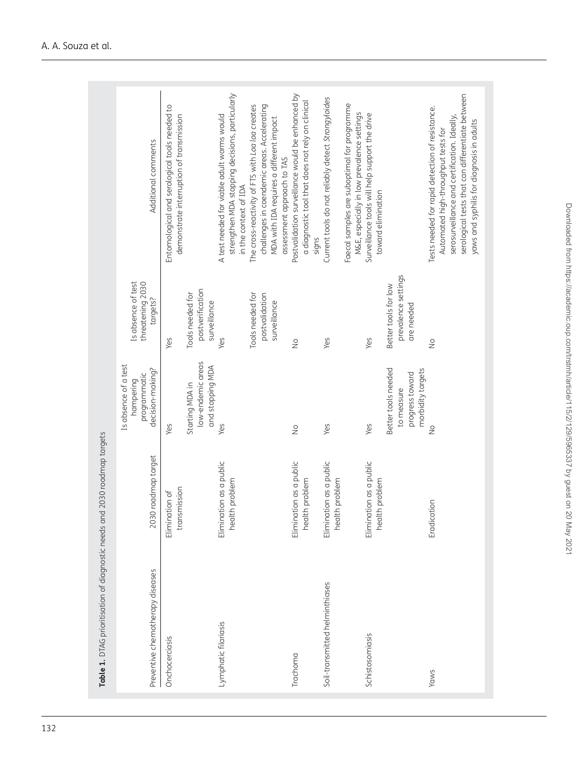**Table 1.** DTAG prioritisation of diagnostic needs and 2030 roadmap targets

| Preventive chemotherapy diseases | 2030 roadmap target | Is absence of a test hampering programmatic decision-making? | Is absence of test threatening 2030 targets? | Additional comments |
|---|---|---|---|---|
| Onchocerciasis | Elimination of transmission | Yes<br><br>Starting MDA in low-endemic areas and stopping MDA | Yes<br><br>Tools needed for postverification surveillance | Entomological and serological tools needed to demonstrate interruption of transmission |
| Lymphatic filariasis | Elimination as a public health problem | Yes | Yes<br><br>Tools needed for postvalidation surveillance | A test needed for viable adult worms would strengthen MDA stopping decisions, particularly in the context of IDA<br><br>The cross-reactivity of FTS with *Loa loa* creates challenges in coendemic areas. Accelerating MDA with IDA requires a different impact assessment approach to TAS |
| Trachoma | Elimination as a public health problem | No | No | Postvalidation surveillance would be enhanced by a diagnostic tool that does not rely on clinical signs |
| Soil-transmitted helminthiases | Elimination as a public health problem | Yes | Yes | Current tools do not reliably detect *Strongyloides*<br><br>Faecal samples are suboptimal for programme M&E, especially in low prevalence settings |
| Schistosomiasis | Elimination as a public health problem | Yes<br><br>Better tools needed to measure progress toward morbidity targets | Yes<br><br>Better tools for low prevalence settings are needed | Surveillance tools will help support the drive toward elimination |
| Yaws | Eradication | No | No | Tests needed for rapid detection of resistance. Automated high-throughput tests for serosurveillance and certification. Ideally, serological tests that can differentiate between yaws and syphilis for diagnosis in adults |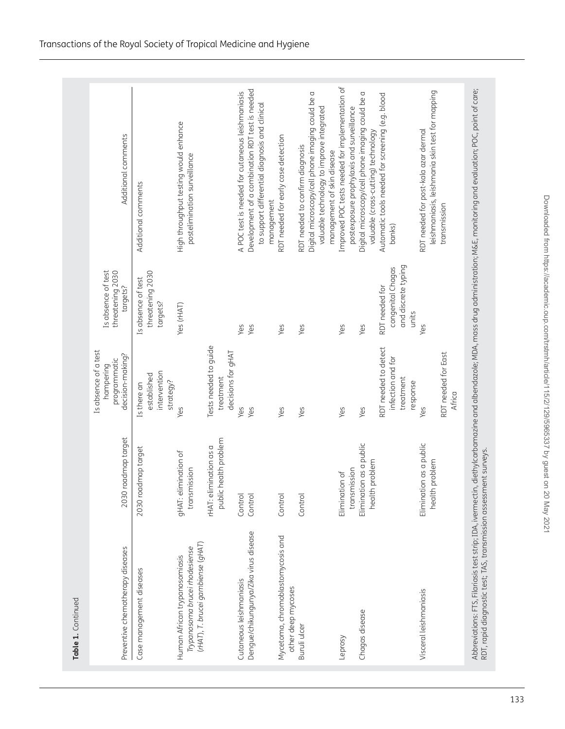**Table 1.** Continued

| Preventive chemotherapy diseases | 2030 roadmap target | Is absence of a test hampering programmatic decision-making? | Is absence of test threatening 2030 targets? | Additional comments |
|---|---|---|---|---|
| Case management diseases | 2030 roadmap target | Is there an established intervention strategy? | Is absence of test threatening 2030 targets? | Additional comments |
| Human African trypanosomiasis *Trypanosoma brucei rhodesiense* (rHAT), *T. brucei gambiense* (gHAT) | gHAT: elimination of transmission | Yes | Yes (rHAT) | High throughput testing would enhance postelimination surveillance |
| | rHAT: elimination as a public health problem | Tests needed to guide treatment decisions for gHAT | | |
| Cutaneous leishmaniasis | Control | Yes | Yes | A POC test is needed for cutaneous leishmaniasis |
| Dengue/chikungunya/Zika virus disease | Control | Yes | Yes | Development of a combination RDT test is needed to support differential diagnosis and clinical management |
| Mycetoma, chromoblastomycosis and other deep mycoses | Control | Yes | Yes | RDT needed for early case detection |
| Buruli ulcer | Control | Yes | Yes | RDT needed to confirm diagnosis<br>Digital microscopy/cell phone imaging could be a valuable technology to improve integrated management of skin disease |
| Leprosy | Elimination of transmission | Yes | Yes | Improved POC tests needed for implementation of postexposure prophylaxis and surveillance |
| Chagas disease | Elimination as a public health problem | Yes | Yes | Digital microscopy/cell phone imaging could be a valuable (cross-cutting) technology |
| | | RDT needed to detect infection and for treatment response | RDT needed for congenital Chagas and discrete typing units | Automatic tools needed for screening (e.g. blood banks) |
| Visceral leishmaniasis | Elimination as a public health problem | Yes | Yes | RDT needed for post-kala azar dermal leishmaniasis, leishmania skin test for mapping transmission |
| | | RDT needed for East Africa | | |

Abbreviations: FTS, Filariasis test strip; IDA, ivermectin, diethylcarbamazine and albendazole; MDA, mass drug administration; M&E, monitoring and evaluation; POC, point of care; RDT, rapid diagnostic test; TAS, transmission assessment surveys.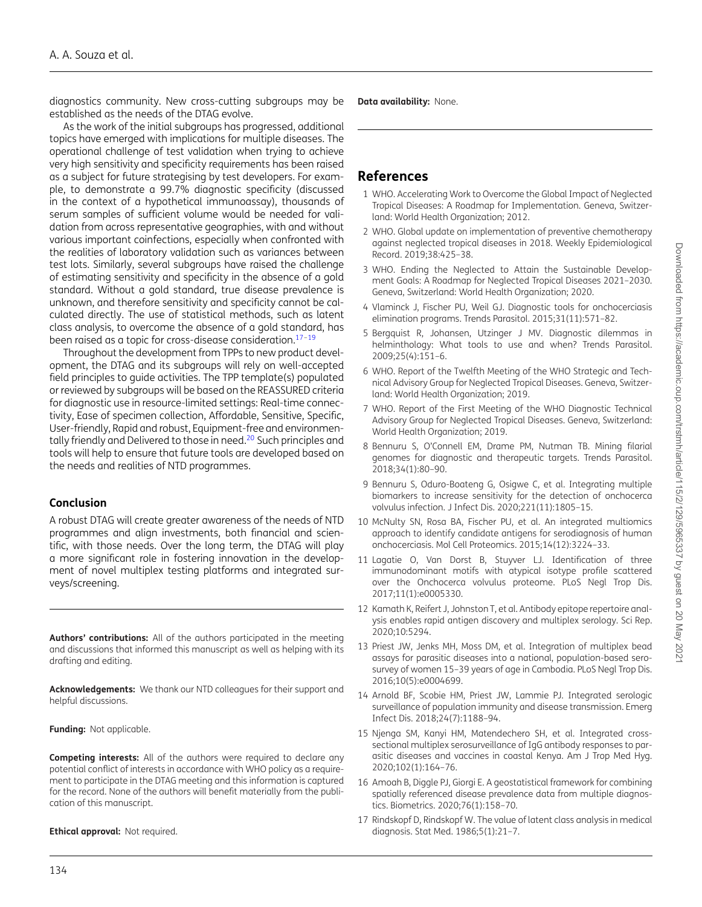diagnostics community. New cross-cutting subgroups may be established as the needs of the DTAG evolve.

As the work of the initial subgroups has progressed, additional topics have emerged with implications for multiple diseases. The operational challenge of test validation when trying to achieve very high sensitivity and specificity requirements has been raised as a subject for future strategising by test developers. For example, to demonstrate a 99.7% diagnostic specificity (discussed in the context of a hypothetical immunoassay), thousands of serum samples of sufficient volume would be needed for validation from across representative geographies, with and without various important coinfections, especially when confronted with the realities of laboratory validation such as variances between test lots. Similarly, several subgroups have raised the challenge of estimating sensitivity and specificity in the absence of a gold standard. Without a gold standard, true disease prevalence is unknown, and therefore sensitivity and specificity cannot be calculated directly. The use of statistical methods, such as latent class analysis, to overcome the absence of a gold standard, has been raised as a topic for cross-disease consideration.[17–19]

Throughout the development from TPPs to new product development, the DTAG and its subgroups will rely on well-accepted field principles to guide activities. The TPP template(s) populated or reviewed by subgroups will be based on the REASSURED criteria for diagnostic use in resource-limited settings: Real-time connectivity, Ease of specimen collection, Affordable, Sensitive, Specific, User-friendly, Rapid and robust, Equipment-free and environmentally friendly and Delivered to those in need.[20] Such principles and tools will help to ensure that future tools are developed based on the needs and realities of NTD programmes.

## Conclusion

A robust DTAG will create greater awareness of the needs of NTD programmes and align investments, both financial and scientific, with those needs. Over the long term, the DTAG will play a more significant role in fostering innovation in the development of novel multiplex testing platforms and integrated surveys/screening.

**Authors' contributions:** All of the authors participated in the meeting and discussions that informed this manuscript as well as helping with its drafting and editing.

**Acknowledgements:** We thank our NTD colleagues for their support and helpful discussions.

**Funding:** Not applicable.

**Competing interests:** All of the authors were required to declare any potential conflict of interests in accordance with WHO policy as a requirement to participate in the DTAG meeting and this information is captured for the record. None of the authors will benefit materially from the publication of this manuscript.

**Ethical approval:** Not required.

**Data availability:** None.

## References

1. WHO. Accelerating Work to Overcome the Global Impact of Neglected Tropical Diseases: A Roadmap for Implementation. Geneva, Switzerland: World Health Organization; 2012.
2. WHO. Global update on implementation of preventive chemotherapy against neglected tropical diseases in 2018. Weekly Epidemiological Record. 2019;38:425–38.
3. WHO. Ending the Neglected to Attain the Sustainable Development Goals: A Roadmap for Neglected Tropical Diseases 2021–2030. Geneva, Switzerland: World Health Organization; 2020.
4. Vlaminck J, Fischer PU, Weil GJ. Diagnostic tools for onchocerciasis elimination programs. Trends Parasitol. 2015;31(11):571–82.
5. Bergquist R, Johansen, Utzinger J MV. Diagnostic dilemmas in helminthology: What tools to use and when? Trends Parasitol. 2009;25(4):151–6.
6. WHO. Report of the Twelfth Meeting of the WHO Strategic and Technical Advisory Group for Neglected Tropical Diseases. Geneva, Switzerland: World Health Organization; 2019.
7. WHO. Report of the First Meeting of the WHO Diagnostic Technical Advisory Group for Neglected Tropical Diseases. Geneva, Switzerland: World Health Organization; 2019.
8. Bennuru S, O'Connell EM, Drame PM, Nutman TB. Mining filarial genomes for diagnostic and therapeutic targets. Trends Parasitol. 2018;34(1):80–90.
9. Bennuru S, Oduro-Boateng G, Osigwe C, et al. Integrating multiple biomarkers to increase sensitivity for the detection of onchocerca volvulus infection. J Infect Dis. 2020;221(11):1805–15.
10. McNulty SN, Rosa BA, Fischer PU, et al. An integrated multiomics approach to identify candidate antigens for serodiagnosis of human onchocerciasis. Mol Cell Proteomics. 2015;14(12):3224–33.
11. Lagatie O, Van Dorst B, Stuyver LJ. Identification of three immunodominant motifs with atypical isotype profile scattered over the Onchocerca volvulus proteome. PLoS Negl Trop Dis. 2017;11(1):e0005330.
12. Kamath K, Reifert J, Johnston T, et al. Antibody epitope repertoire analysis enables rapid antigen discovery and multiplex serology. Sci Rep. 2020;10:5294.
13. Priest JW, Jenks MH, Moss DM, et al. Integration of multiplex bead assays for parasitic diseases into a national, population-based serosurvey of women 15–39 years of age in Cambodia. PLoS Negl Trop Dis. 2016;10(5):e0004699.
14. Arnold BF, Scobie HM, Priest JW, Lammie PJ. Integrated serologic surveillance of population immunity and disease transmission. Emerg Infect Dis. 2018;24(7):1188–94.
15. Njenga SM, Kanyi HM, Matendechero SH, et al. Integrated cross-sectional multiplex serosurveillance of IgG antibody responses to parasitic diseases and vaccines in coastal Kenya. Am J Trop Med Hyg. 2020;102(1):164–76.
16. Amoah B, Diggle PJ, Giorgi E. A geostatistical framework for combining spatially referenced disease prevalence data from multiple diagnostics. Biometrics. 2020;76(1):158–70.
17. Rindskopf D, Rindskopf W. The value of latent class analysis in medical diagnosis. Stat Med. 1986;5(1):21–7.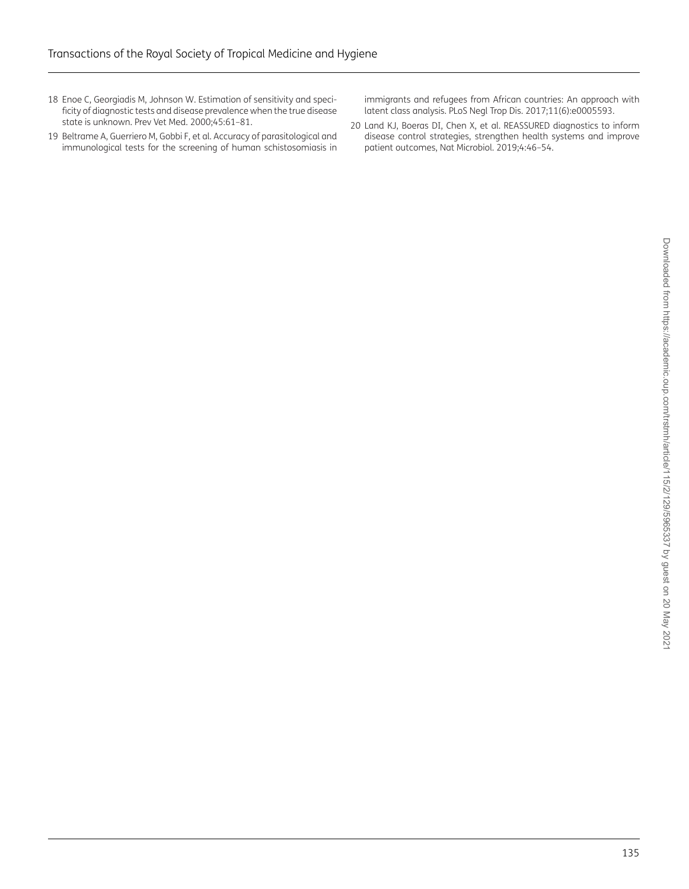18 Enoe C, Georgiadis M, Johnson W. Estimation of sensitivity and specificity of diagnostic tests and disease prevalence when the true disease state is unknown. Prev Vet Med. 2000;45:61–81.

19 Beltrame A, Guerriero M, Gobbi F, et al. Accuracy of parasitological and immunological tests for the screening of human schistosomiasis in immigrants and refugees from African countries: An approach with latent class analysis. PLoS Negl Trop Dis. 2017;11(6):e0005593.

20 Land KJ, Boeras DI, Chen X, et al. REASSURED diagnostics to inform disease control strategies, strengthen health systems and improve patient outcomes, Nat Microbiol. 2019;4:46–54.